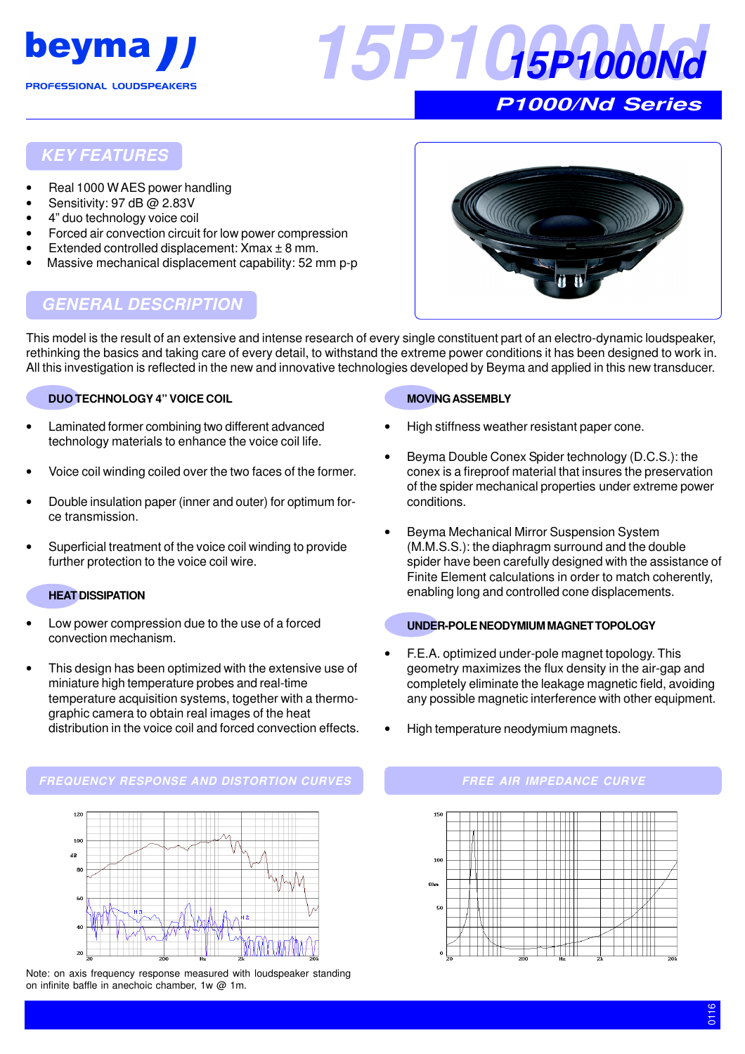beyma

PROFESSIONAL LOUDSPEAKERS

# 15P1000Nd

## P1000/Nd Series

## KEY FEATURES

- Real 1000 W AES power handling
- Sensitivity: 97 dB @ 2.83V
- 4" duo technology voice coil
- Forced air convection circuit for low power compression
- Extended controlled displacement: Xmax ± 8 mm.
- Massive mechanical displacement capability: 52 mm p-p

## GENERAL DESCRIPTION

This model is the result of an extensive and intense research of every single constituent part of an electro-dynamic loudspeaker, rethinking the basics and taking care of every detail, to withstand the extreme power conditions it has been designed to work in. All this investigation is reflected in the new and innovative technologies developed by Beyma and applied in this new transducer.

### DUO TECHNOLOGY 4" VOICE COIL

- Laminated former combining two different advanced technology materials to enhance the voice coil life.
- Voice coil winding coiled over the two faces of the former.
- Double insulation paper (inner and outer) for optimum force transmission.
- Superficial treatment of the voice coil winding to provide further protection to the voice coil wire.

### HEAT DISSIPATION

- Low power compression due to the use of a forced convection mechanism.
- This design has been optimized with the extensive use of miniature high temperature probes and real-time temperature acquisition systems, together with a thermographic camera to obtain real images of the heat distribution in the voice coil and forced convection effects.

### MOVING ASSEMBLY

- High stiffness weather resistant paper cone.
- Beyma Double Conex Spider technology (D.C.S.): the conex is a fireproof material that insures the preservation of the spider mechanical properties under extreme power conditions.
- Beyma Mechanical Mirror Suspension System (M.M.S.S.): the diaphragm surround and the double spider have been carefully designed with the assistance of Finite Element calculations in order to match coherently, enabling long and controlled cone displacements.

### UNDER-POLE NEODYMIUM MAGNET TOPOLOGY

- F.E.A. optimized under-pole magnet topology. This geometry maximizes the flux density in the air-gap and completely eliminate the leakage magnetic field, avoiding any possible magnetic interference with other equipment.
- High temperature neodymium magnets.

## FREQUENCY RESPONSE AND DISTORTION CURVES

Note: on axis frequency response measured with loudspeaker standing on infinite baffle in anechoic chamber, 1w @ 1m.

## FREE AIR IMPEDANCE CURVE

0116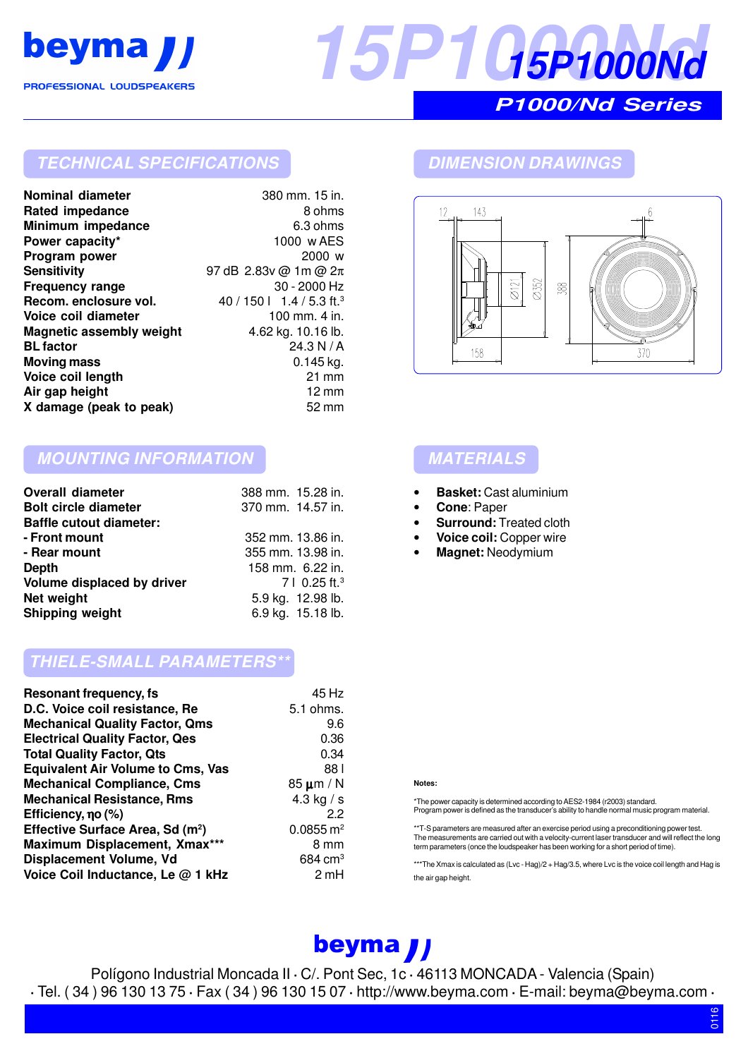# beyma

PROFESSIONAL LOUDSPEAKERS

# 15P1000Nd

## P1000/Nd Series

## TECHNICAL SPECIFICATIONS

| | |
|---|---|
| **Nominal diameter** | 380 mm. 15 in. |
| **Rated impedance** | 8 ohms |
| **Minimum impedance** | 6.3 ohms |
| **Power capacity*** | 1000 w AES |
| **Program power** | 2000 w |
| **Sensitivity** | 97 dB 2.83v @ 1m @ 2π |
| **Frequency range** | 30 - 2000 Hz |
| **Recom. enclosure vol.** | 40 / 150 l 1.4 / 5.3 ft.$^3$ |
| **Voice coil diameter** | 100 mm. 4 in. |
| **Magnetic assembly weight** | 4.62 kg. 10.16 lb. |
| **BL factor** | 24.3 N / A |
| **Moving mass** | 0.145 kg. |
| **Voice coil length** | 21 mm |
| **Air gap height** | 12 mm |
| **X damage (peak to peak)** | 52 mm |

## DIMENSION DRAWINGS

12
143
6
Ø121
Ø352
388
158
370

## MOUNTING INFORMATION

| | |
|---|---|
| **Overall diameter** | 388 mm. 15.28 in. |
| **Bolt circle diameter** | 370 mm. 14.57 in. |
| **Baffle cutout diameter:** | |
| **- Front mount** | 352 mm. 13.86 in. |
| **- Rear mount** | 355 mm. 13.98 in. |
| **Depth** | 158 mm. 6.22 in. |
| **Volume displaced by driver** | 7 l 0.25 ft.$^3$ |
| **Net weight** | 5.9 kg. 12.98 lb. |
| **Shipping weight** | 6.9 kg. 15.18 lb. |

## MATERIALS

- **Basket:** Cast aluminium
- **Cone**: Paper
- **Surround:** Treated cloth
- **Voice coil:** Copper wire
- **Magnet:** Neodymium

## THIELE-SMALL PARAMETERS**

| | |
|---|---|
| **Resonant frequency, fs** | 45 Hz |
| **D.C. Voice coil resistance, Re** | 5.1 ohms. |
| **Mechanical Quality Factor, Qms** | 9.6 |
| **Electrical Quality Factor, Qes** | 0.36 |
| **Total Quality Factor, Qts** | 0.34 |
| **Equivalent Air Volume to Cms, Vas** | 88 l |
| **Mechanical Compliance, Cms** | 85 µm / N |
| **Mechanical Resistance, Rms** | 4.3 kg / s |
| **Efficiency, ηo (%)** | 2.2 |
| **Effective Surface Area, Sd (m$^2$)** | 0.0855 m$^2$ |
| **Maximum Displacement, Xmax*** ** | 8 mm |
| **Displacement Volume, Vd** | 684 cm$^3$ |
| **Voice Coil Inductance, Le @ 1 kHz** | 2 mH |

**Notes:**

*The power capacity is determined according to AES2-1984 (r2003) standard.
Program power is defined as the transducer's ability to handle normal music program material.

**T-S parameters are measured after an exercise period using a preconditioning power test.
The measurements are carried out with a velocity-current laser transducer and will reflect the long term parameters (once the loudspeaker has been working for a short period of time).

***The Xmax is calculated as (Lvc - Hag)/2 + Hag/3.5, where Lvc is the voice coil length and Hag is the air gap height.

**beyma**

Polígono Industrial Moncada II · C/. Pont Sec, 1c · 46113 MONCADA - Valencia (Spain)
· Tel. ( 34 ) 96 130 13 75 · Fax ( 34 ) 96 130 15 07 · http://www.beyma.com · E-mail: beyma@beyma.com ·

0116